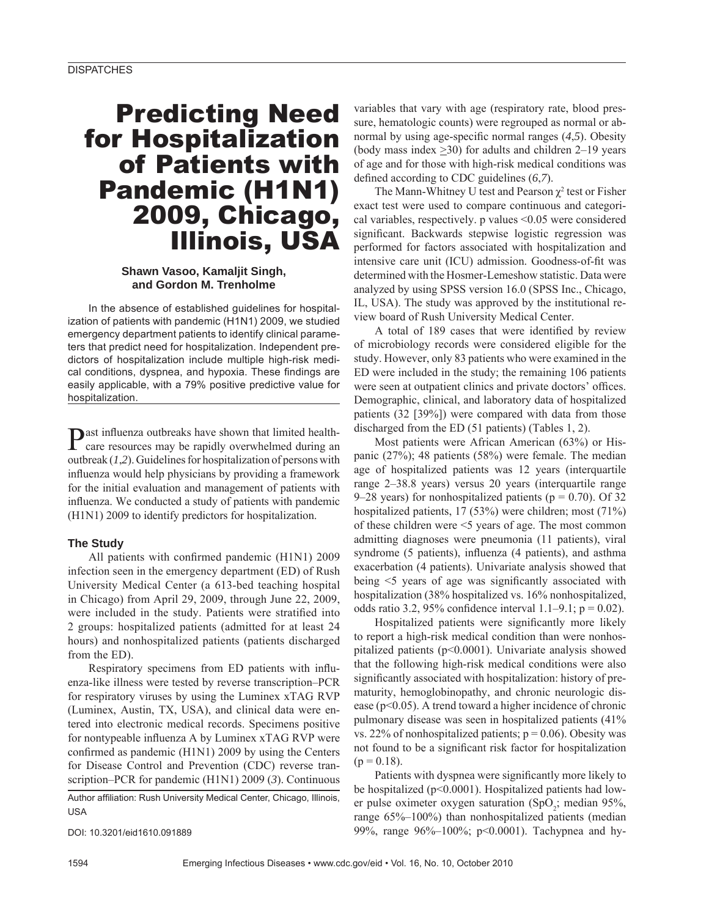# Predicting Need for Hospitalization of Patients with Pandemic (H1N1) 2009, Chicago, Illinois, USA

**Shawn Vasoo, Kamaljit Singh, and Gordon M. Trenholme**

In the absence of established guidelines for hospitalization of patients with pandemic (H1N1) 2009, we studied emergency department patients to identify clinical parameters that predict need for hospitalization. Independent predictors of hospitalization include multiple high-risk medical conditions, dyspnea, and hypoxia. These findings are easily applicable, with a 79% positive predictive value for hospitalization.

Past influenza outbreaks have shown that limited health-care resources may be rapidly overwhelmed during an outbreak (*1*,*2*). Guidelines for hospitalization of persons with influenza would help physicians by providing a framework for the initial evaluation and management of patients with influenza. We conducted a study of patients with pandemic (H1N1) 2009 to identify predictors for hospitalization.

## The Study

All patients with confirmed pandemic (H1N1) 2009 infection seen in the emergency department (ED) of Rush University Medical Center (a 613-bed teaching hospital in Chicago) from April 29, 2009, through June 22, 2009, were included in the study. Patients were stratified into 2 groups: hospitalized patients (admitted for at least 24 hours) and nonhospitalized patients (patients discharged from the ED).

Respiratory specimens from ED patients with influenza-like illness were tested by reverse transcription–PCR for respiratory viruses by using the Luminex xTAG RVP (Luminex, Austin, TX, USA), and clinical data were entered into electronic medical records. Specimens positive for nontypeable influenza A by Luminex xTAG RVP were confirmed as pandemic (H1N1) 2009 by using the Centers for Disease Control and Prevention (CDC) reverse transcription–PCR for pandemic (H1N1) 2009 (*3*). Continuous variables that vary with age (respiratory rate, blood pressure, hematologic counts) were regrouped as normal or abnormal by using age-specific normal ranges (*4*,*5*). Obesity (body mass index $\geq$30) for adults and children 2–19 years of age and for those with high-risk medical conditions was defined according to CDC guidelines (*6*,*7*).

The Mann-Whitney U test and Pearson $\chi^2$ test or Fisher exact test were used to compare continuous and categorical variables, respectively. p values <0.05 were considered significant. Backwards stepwise logistic regression was performed for factors associated with hospitalization and intensive care unit (ICU) admission. Goodness-of-fit was determined with the Hosmer-Lemeshow statistic. Data were analyzed by using SPSS version 16.0 (SPSS Inc., Chicago, IL, USA). The study was approved by the institutional review board of Rush University Medical Center.

A total of 189 cases that were identified by review of microbiology records were considered eligible for the study. However, only 83 patients who were examined in the ED were included in the study; the remaining 106 patients were seen at outpatient clinics and private doctors' offices. Demographic, clinical, and laboratory data of hospitalized patients (32 [39%]) were compared with data from those discharged from the ED (51 patients) (Tables 1, 2).

Most patients were African American (63%) or Hispanic (27%); 48 patients (58%) were female. The median age of hospitalized patients was 12 years (interquartile range 2–38.8 years) versus 20 years (interquartile range 9–28 years) for nonhospitalized patients (p = 0.70). Of 32 hospitalized patients, 17 (53%) were children; most (71%) of these children were <5 years of age. The most common admitting diagnoses were pneumonia (11 patients), viral syndrome (5 patients), influenza (4 patients), and asthma exacerbation (4 patients). Univariate analysis showed that being <5 years of age was significantly associated with hospitalization (38% hospitalized vs. 16% nonhospitalized, odds ratio 3.2, 95% confidence interval 1.1–9.1; p = 0.02).

Hospitalized patients were significantly more likely to report a high-risk medical condition than were nonhospitalized patients (p<0.0001). Univariate analysis showed that the following high-risk medical conditions were also significantly associated with hospitalization: history of prematurity, hemoglobinopathy, and chronic neurologic disease (p<0.05). A trend toward a higher incidence of chronic pulmonary disease was seen in hospitalized patients (41% vs. 22% of nonhospitalized patients; p = 0.06). Obesity was not found to be a significant risk factor for hospitalization (p = 0.18).

Patients with dyspnea were significantly more likely to be hospitalized (p<0.0001). Hospitalized patients had lower pulse oximeter oxygen saturation ($SpO_2$; median 95%, range 65%–100%) than nonhospitalized patients (median 99%, range 96%–100%; p<0.0001). Tachypnea and hy-

Author affiliation: Rush University Medical Center, Chicago, Illinois, USA

DOI: 10.3201/eid1610.091889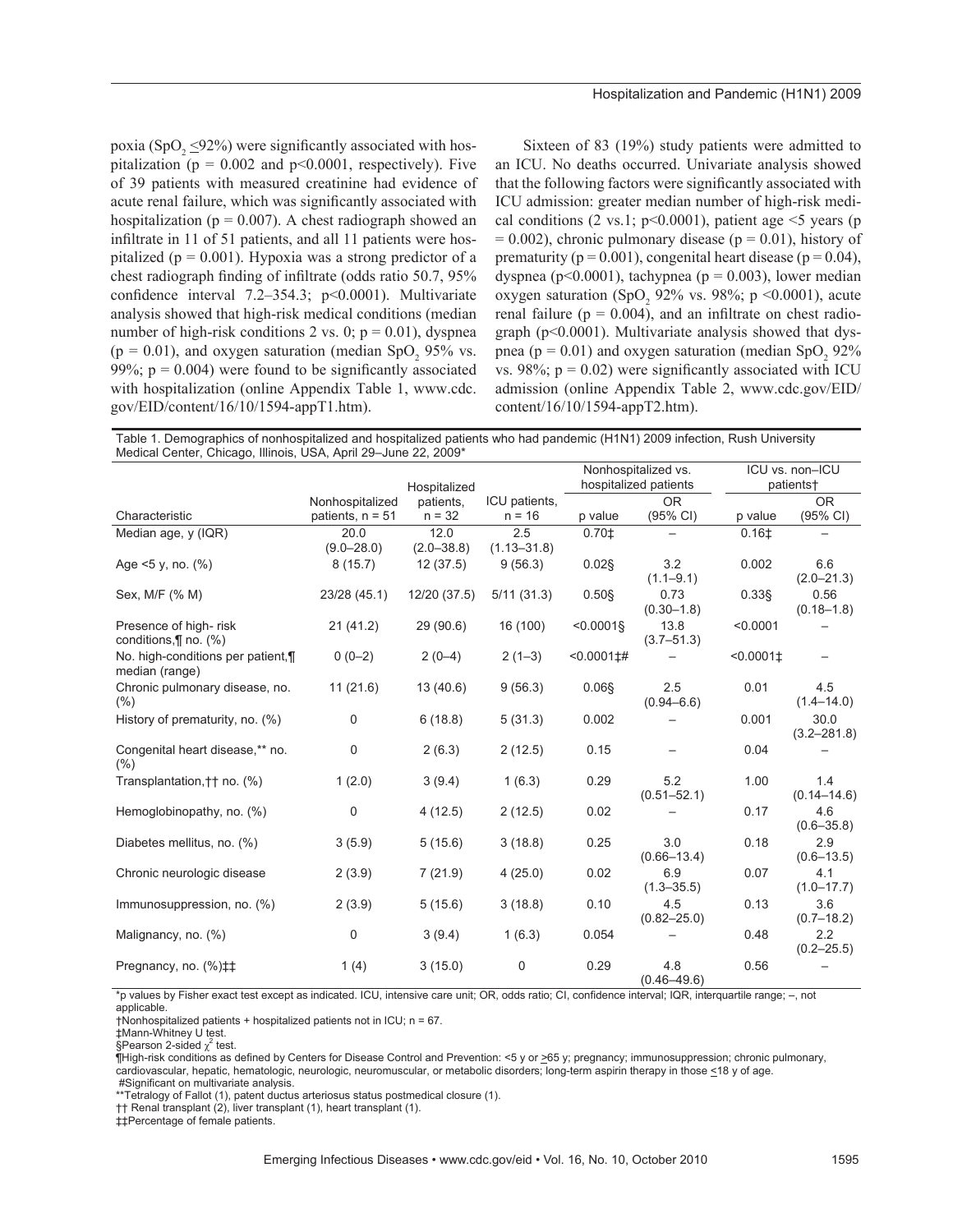poxia ($SpO_2$ ≤92%) were significantly associated with hospitalization (p = 0.002 and p<0.0001, respectively). Five of 39 patients with measured creatinine had evidence of acute renal failure, which was significantly associated with hospitalization (p = 0.007). A chest radiograph showed an infiltrate in 11 of 51 patients, and all 11 patients were hospitalized (p = 0.001). Hypoxia was a strong predictor of a chest radiograph finding of infiltrate (odds ratio 50.7, 95% confidence interval 7.2–354.3; p<0.0001). Multivariate analysis showed that high-risk medical conditions (median number of high-risk conditions 2 vs. 0; p = 0.01), dyspnea (p = 0.01), and oxygen saturation (median $SpO_2$ 95% vs. 99%; p = 0.004) were found to be significantly associated with hospitalization (online Appendix Table 1, www.cdc.gov/EID/content/16/10/1594-appT1.htm).

Sixteen of 83 (19%) study patients were admitted to an ICU. No deaths occurred. Univariate analysis showed that the following factors were significantly associated with ICU admission: greater median number of high-risk medical conditions (2 vs.1; p<0.0001), patient age <5 years (p = 0.002), chronic pulmonary disease (p = 0.01), history of prematurity (p = 0.001), congenital heart disease (p = 0.04), dyspnea (p<0.0001), tachypnea (p = 0.003), lower median oxygen saturation ($SpO_2$ 92% vs. 98%; p <0.0001), acute renal failure (p = 0.004), and an infiltrate on chest radiograph (p<0.0001). Multivariate analysis showed that dyspnea (p = 0.01) and oxygen saturation (median $SpO_2$ 92% vs. 98%; p = 0.02) were significantly associated with ICU admission (online Appendix Table 2, www.cdc.gov/EID/content/16/10/1594-appT2.htm).

Table 1. Demographics of nonhospitalized and hospitalized patients who had pandemic (H1N1) 2009 infection, Rush University Medical Center, Chicago, Illinois, USA, April 29–June 22, 2009*

| Characteristic | Nonhospitalized patients, n = 51 | Hospitalized patients, n = 32 | ICU patients, n = 16 | Nonhospitalized vs. hospitalized patients | | ICU vs. non–ICU patients† | |
|---|---|---|---|---|---|---|---|
| | | | | p value | OR (95% CI) | p value | OR (95% CI) |
| Median age, y (IQR) | 20.0 (9.0–28.0) | 12.0 (2.0–38.8) | 2.5 (1.13–31.8) | 0.70‡ | – | 0.16‡ | – |
| Age <5 y, no. (%) | 8 (15.7) | 12 (37.5) | 9 (56.3) | 0.02§ | 3.2 (1.1–9.1) | 0.002 | 6.6 (2.0–21.3) |
| Sex, M/F (% M) | 23/28 (45.1) | 12/20 (37.5) | 5/11 (31.3) | 0.50§ | 0.73 (0.30–1.8) | 0.33§ | 0.56 (0.18–1.8) |
| Presence of high- risk conditions,¶ no. (%) | 21 (41.2) | 29 (90.6) | 16 (100) | <0.0001§ | 13.8 (3.7–51.3) | <0.0001 | – |
| No. high-conditions per patient,¶ median (range) | 0 (0–2) | 2 (0–4) | 2 (1–3) | <0.0001‡# | – | <0.0001‡ | – |
| Chronic pulmonary disease, no. (%) | 11 (21.6) | 13 (40.6) | 9 (56.3) | 0.06§ | 2.5 (0.94–6.6) | 0.01 | 4.5 (1.4–14.0) |
| History of prematurity, no. (%) | 0 | 6 (18.8) | 5 (31.3) | 0.002 | – | 0.001 | 30.0 (3.2–281.8) |
| Congenital heart disease,** no. (%) | 0 | 2 (6.3) | 2 (12.5) | 0.15 | – | 0.04 | – |
| Transplantation,†† no. (%) | 1 (2.0) | 3 (9.4) | 1 (6.3) | 0.29 | 5.2 (0.51–52.1) | 1.00 | 1.4 (0.14–14.6) |
| Hemoglobinopathy, no. (%) | 0 | 4 (12.5) | 2 (12.5) | 0.02 | – | 0.17 | 4.6 (0.6–35.8) |
| Diabetes mellitus, no. (%) | 3 (5.9) | 5 (15.6) | 3 (18.8) | 0.25 | 3.0 (0.66–13.4) | 0.18 | 2.9 (0.6–13.5) |
| Chronic neurologic disease | 2 (3.9) | 7 (21.9) | 4 (25.0) | 0.02 | 6.9 (1.3–35.5) | 0.07 | 4.1 (1.0–17.7) |
| Immunosuppression, no. (%) | 2 (3.9) | 5 (15.6) | 3 (18.8) | 0.10 | 4.5 (0.82–25.0) | 0.13 | 3.6 (0.7–18.2) |
| Malignancy, no. (%) | 0 | 3 (9.4) | 1 (6.3) | 0.054 | – | 0.48 | 2.2 (0.2–25.5) |
| Pregnancy, no. (%)‡‡ | 1 (4) | 3 (15.0) | 0 | 0.29 | 4.8 (0.46–49.6) | 0.56 | – |

*p values by Fisher exact test except as indicated. ICU, intensive care unit; OR, odds ratio; CI, confidence interval; IQR, interquartile range; –, not applicable.
†Nonhospitalized patients + hospitalized patients not in ICU; n = 67.
‡Mann-Whitney U test.
§Pearson 2-sided $\chi^2$ test.
¶High-risk conditions as defined by Centers for Disease Control and Prevention: <5 y or ≥65 y; pregnancy; immunosuppression; chronic pulmonary, cardiovascular, hepatic, hematologic, neurologic, neuromuscular, or metabolic disorders; long-term aspirin therapy in those ≤18 y of age.
#Significant on multivariate analysis.
**Tetralogy of Fallot (1), patent ductus arteriosus status postmedical closure (1).
†† Renal transplant (2), liver transplant (1), heart transplant (1).
‡‡Percentage of female patients.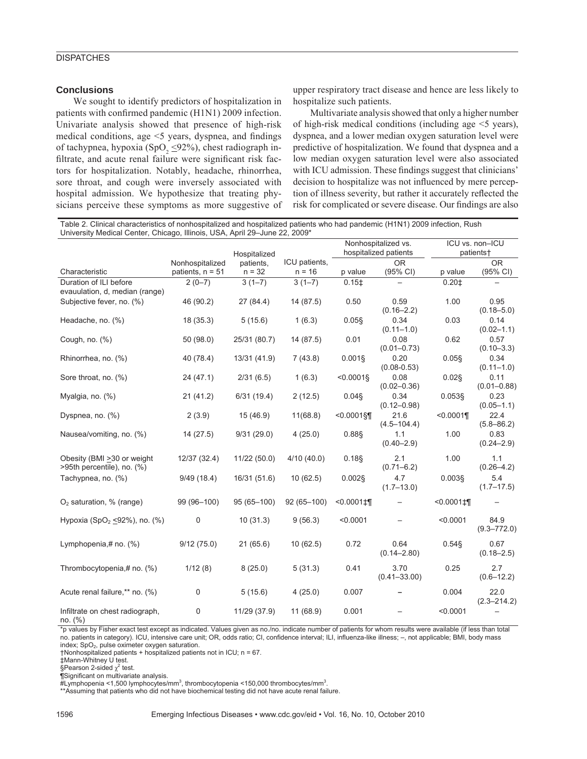## Conclusions

We sought to identify predictors of hospitalization in patients with confirmed pandemic (H1N1) 2009 infection. Univariate analysis showed that presence of high-risk medical conditions, age <5 years, dyspnea, and findings of tachypnea, hypoxia ($SpO_2$ ≤92%), chest radiograph infiltrate, and acute renal failure were significant risk factors for hospitalization. Notably, headache, rhinorrhea, sore throat, and cough were inversely associated with hospital admission. We hypothesize that treating physicians perceive these symptoms as more suggestive of upper respiratory tract disease and hence are less likely to hospitalize such patients.

Multivariate analysis showed that only a higher number of high-risk medical conditions (including age <5 years), dyspnea, and a lower median oxygen saturation level were predictive of hospitalization. We found that dyspnea and a low median oxygen saturation level were also associated with ICU admission. These findings suggest that clinicians' decision to hospitalize was not influenced by mere perception of illness severity, but rather it accurately reflected the risk for complicated or severe disease. Our findings are also

Table 2. Clinical characteristics of nonhospitalized and hospitalized patients who had pandemic (H1N1) 2009 infection, Rush University Medical Center, Chicago, Illinois, USA, April 29–June 22, 2009*

| Characteristic | Nonhospitalized patients, n = 51 | Hospitalized patients, n = 32 | ICU patients, n = 16 | Nonhospitalized vs. hospitalized patients | | ICU vs. non–ICU patients† | |
|---|---|---|---|---|---|---|---|
| | | | | p value | OR (95% CI) | p value | OR (95% CI) |
| Duration of ILI before evauulation, d, median (range) | 2 (0–7) | 3 (1–7) | 3 (1–7) | 0.15‡ | – | 0.20‡ | – |
| Subjective fever, no. (%) | 46 (90.2) | 27 (84.4) | 14 (87.5) | 0.50 | 0.59 (0.16–2.2) | 1.00 | 0.95 (0.18–5.0) |
| Headache, no. (%) | 18 (35.3) | 5 (15.6) | 1 (6.3) | 0.05§ | 0.34 (0.11–1.0) | 0.03 | 0.14 (0.02–1.1) |
| Cough, no. (%) | 50 (98.0) | 25/31 (80.7) | 14 (87.5) | 0.01 | 0.08 (0.01–0.73) | 0.62 | 0.57 (0.10–3.3) |
| Rhinorrhea, no. (%) | 40 (78.4) | 13/31 (41.9) | 7 (43.8) | 0.001§ | 0.20 (0.08-0.53) | 0.05§ | 0.34 (0.11–1.0) |
| Sore throat, no. (%) | 24 (47.1) | 2/31 (6.5) | 1 (6.3) | <0.0001§ | 0.08 (0.02–0.36) | 0.02§ | 0.11 (0.01–0.88) |
| Myalgia, no. (%) | 21 (41.2) | 6/31 (19.4) | 2 (12.5) | 0.04§ | 0.34 (0.12–0.98) | 0.053§ | 0.23 (0.05–1.1) |
| Dyspnea, no. (%) | 2 (3.9) | 15 (46.9) | 11(68.8) | <0.0001§¶ | 21.6 (4.5–104.4) | <0.0001¶ | 22.4 (5.8–86.2) |
| Nausea/vomiting, no. (%) | 14 (27.5) | 9/31 (29.0) | 4 (25.0) | 0.88§ | 1.1 (0.40–2.9) | 1.00 | 0.83 (0.24–2.9) |
| Obesity (BMI ≥30 or weight >95th percentile), no. (%) | 12/37 (32.4) | 11/22 (50.0) | 4/10 (40.0) | 0.18§ | 2.1 (0.71–6.2) | 1.00 | 1.1 (0.26–4.2) |
| Tachypnea, no. (%) | 9/49 (18.4) | 16/31 (51.6) | 10 (62.5) | 0.002§ | 4.7 (1.7–13.0) | 0.003§ | 5.4 (1.7–17.5) |
| $O_2$ saturation, % (range) | 99 (96–100) | 95 (65–100) | 92 (65–100) | <0.0001‡¶ | – | <0.0001‡¶ | – |
| Hypoxia ($SpO_2$ ≤92%), no. (%) | 0 | 10 (31.3) | 9 (56.3) | <0.0001 | – | <0.0001 | 84.9 (9.3–772.0) |
| Lymphopenia,# no. (%) | 9/12 (75.0) | 21 (65.6) | 10 (62.5) | 0.72 | 0.64 (0.14–2.80) | 0.54§ | 0.67 (0.18–2.5) |
| Thrombocytopenia,# no. (%) | 1/12 (8) | 8 (25.0) | 5 (31.3) | 0.41 | 3.70 (0.41–33.00) | 0.25 | 2.7 (0.6–12.2) |
| Acute renal failure,** no. (%) | 0 | 5 (15.6) | 4 (25.0) | 0.007 | – | 0.004 | 22.0 (2.3–214.2) |
| Infiltrate on chest radiograph, no. (%) | 0 | 11/29 (37.9) | 11 (68.9) | 0.001 | – | <0.0001 | – |

*p values by Fisher exact test except as indicated. Values given as no./no. indicate number of patients for whom results were available (if less than total no. patients in category). ICU, intensive care unit; OR, odds ratio; CI, confidence interval; ILI, influenza-like illness; –, not applicable; BMI, body mass index; $SpO_2$, pulse oximeter oxygen saturation.
†Nonhospitalized patients + hospitalized patients not in ICU; n = 67.
‡Mann-Whitney U test.
§Pearson 2-sided $\chi^2$ test.
¶Significant on multivariate analysis.
#Lymphopenia <1,500 lymphocytes/$mm^3$, thrombocytopenia <150,000 thrombocytes/$mm^3$.
**Assuming that patients who did not have biochemical testing did not have acute renal failure.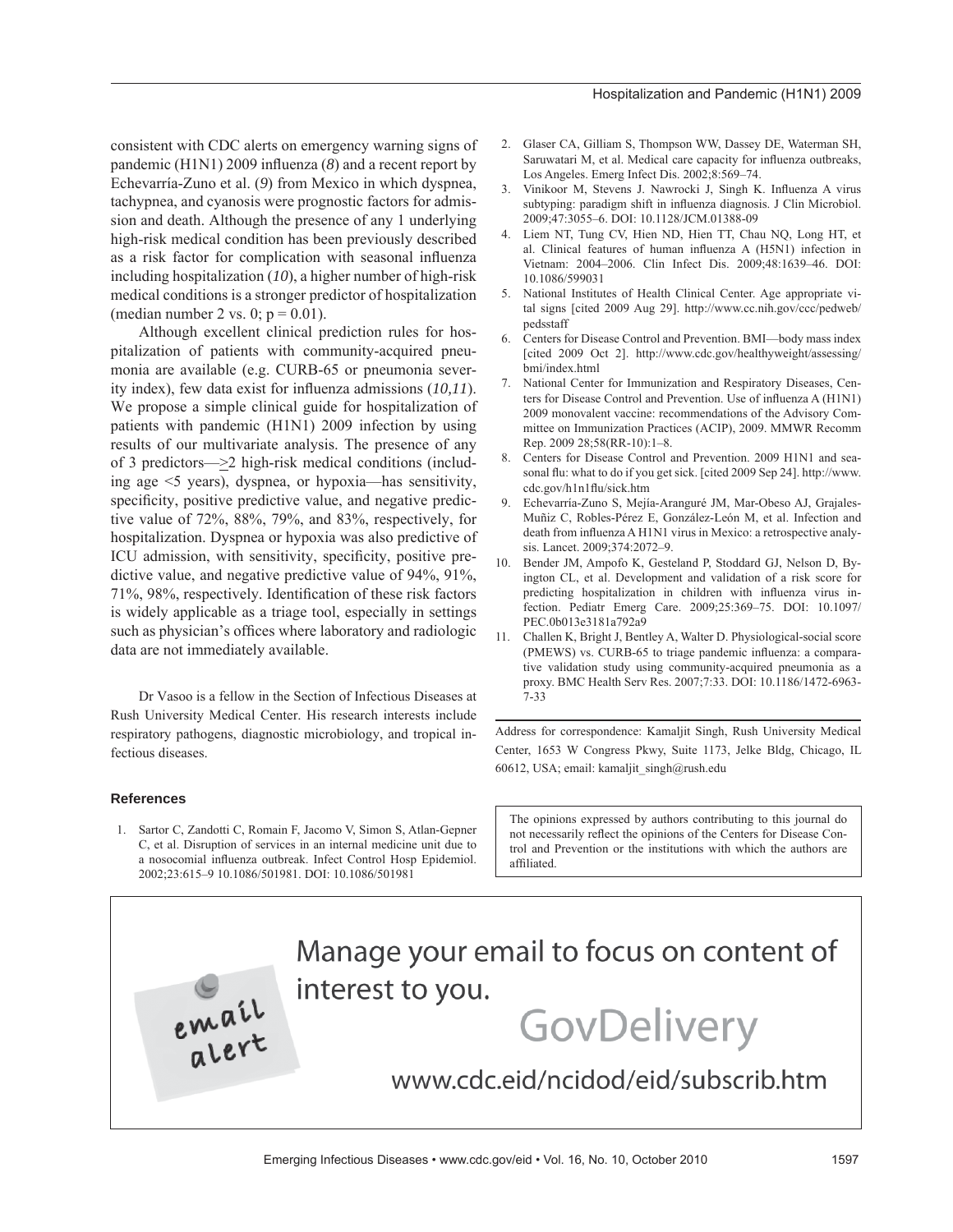consistent with CDC alerts on emergency warning signs of pandemic (H1N1) 2009 influenza (*8*) and a recent report by Echevarría-Zuno et al. (*9*) from Mexico in which dyspnea, tachypnea, and cyanosis were prognostic factors for admission and death. Although the presence of any 1 underlying high-risk medical condition has been previously described as a risk factor for complication with seasonal influenza including hospitalization (*10*), a higher number of high-risk medical conditions is a stronger predictor of hospitalization (median number 2 vs. 0; $p = 0.01$).

Although excellent clinical prediction rules for hospitalization of patients with community-acquired pneumonia are available (e.g. CURB-65 or pneumonia severity index), few data exist for influenza admissions (*10,11*). We propose a simple clinical guide for hospitalization of patients with pandemic (H1N1) 2009 infection by using results of our multivariate analysis. The presence of any of 3 predictors—$\geq$2 high-risk medical conditions (including age <5 years), dyspnea, or hypoxia—has sensitivity, specificity, positive predictive value, and negative predictive value of 72%, 88%, 79%, and 83%, respectively, for hospitalization. Dyspnea or hypoxia was also predictive of ICU admission, with sensitivity, specificity, positive predictive value, and negative predictive value of 94%, 91%, 71%, 98%, respectively. Identification of these risk factors is widely applicable as a triage tool, especially in settings such as physician's offices where laboratory and radiologic data are not immediately available.

Dr Vasoo is a fellow in the Section of Infectious Diseases at Rush University Medical Center. His research interests include respiratory pathogens, diagnostic microbiology, and tropical infectious diseases.

### References

1. Sartor C, Zandotti C, Romain F, Jacomo V, Simon S, Atlan-Gepner C, et al. Disruption of services in an internal medicine unit due to a nosocomial influenza outbreak. Infect Control Hosp Epidemiol. 2002;23:615–9 10.1086/501981. DOI: 10.1086/501981
2. Glaser CA, Gilliam S, Thompson WW, Dassey DE, Waterman SH, Saruwatari M, et al. Medical care capacity for influenza outbreaks, Los Angeles. Emerg Infect Dis. 2002;8:569–74.
3. Vinikoor M, Stevens J. Nawrocki J, Singh K. Influenza A virus subtyping: paradigm shift in influenza diagnosis. J Clin Microbiol. 2009;47:3055–6. DOI: 10.1128/JCM.01388-09
4. Liem NT, Tung CV, Hien ND, Hien TT, Chau NQ, Long HT, et al. Clinical features of human influenza A (H5N1) infection in Vietnam: 2004–2006. Clin Infect Dis. 2009;48:1639–46. DOI: 10.1086/599031
5. National Institutes of Health Clinical Center. Age appropriate vital signs [cited 2009 Aug 29]. http://www.cc.nih.gov/ccc/pedweb/pedsstaff
6. Centers for Disease Control and Prevention. BMI—body mass index [cited 2009 Oct 2]. http://www.cdc.gov/healthyweight/assessing/bmi/index.html
7. National Center for Immunization and Respiratory Diseases, Centers for Disease Control and Prevention. Use of influenza A (H1N1) 2009 monovalent vaccine: recommendations of the Advisory Committee on Immunization Practices (ACIP), 2009. MMWR Recomm Rep. 2009 28;58(RR-10):1–8.
8. Centers for Disease Control and Prevention. 2009 H1N1 and seasonal flu: what to do if you get sick. [cited 2009 Sep 24]. http://www.cdc.gov/h1n1flu/sick.htm
9. Echevarría-Zuno S, Mejía-Aranguré JM, Mar-Obeso AJ, Grajales-Muñiz C, Robles-Pérez E, González-León M, et al. Infection and death from influenza A H1N1 virus in Mexico: a retrospective analysis. Lancet. 2009;374:2072–9.
10. Bender JM, Ampofo K, Gesteland P, Stoddard GJ, Nelson D, Byington CL, et al. Development and validation of a risk score for predicting hospitalization in children with influenza virus infection. Pediatr Emerg Care. 2009;25:369–75. DOI: 10.1097/PEC.0b013e3181a792a9
11. Challen K, Bright J, Bentley A, Walter D. Physiological-social score (PMEWS) vs. CURB-65 to triage pandemic influenza: a comparative validation study using community-acquired pneumonia as a proxy. BMC Health Serv Res. 2007;7:33. DOI: 10.1186/1472-6963-7-33

Address for correspondence: Kamaljit Singh, Rush University Medical Center, 1653 W Congress Pkwy, Suite 1173, Jelke Bldg, Chicago, IL 60612, USA; email: kamaljit_singh@rush.edu

The opinions expressed by authors contributing to this journal do not necessarily reflect the opinions of the Centers for Disease Control and Prevention or the institutions with which the authors are affiliated.

email alert

Manage your email to focus on content of interest to you.

GovDelivery

www.cdc.eid/ncidod/eid/subscrib.htm